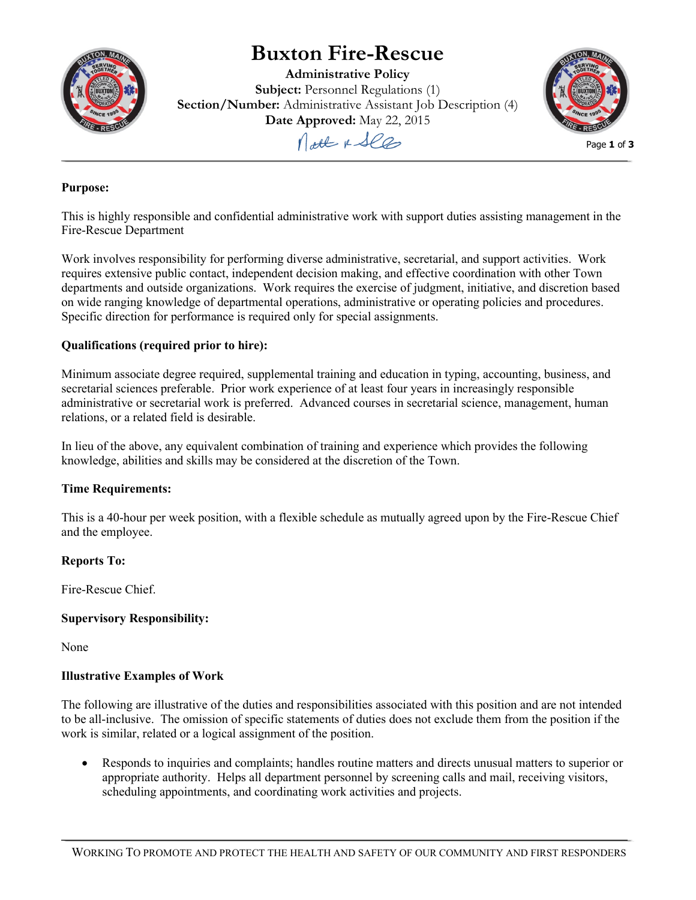# Buxton Fire-Rescue

**Administrative Policy**
**Subject:** Personnel Regulations (1)
**Section/Number:** Administrative Assistant Job Description (4)
**Date Approved:** May 22, 2015

**Purpose:**

This is highly responsible and confidential administrative work with support duties assisting management in the Fire-Rescue Department

Work involves responsibility for performing diverse administrative, secretarial, and support activities. Work requires extensive public contact, independent decision making, and effective coordination with other Town departments and outside organizations. Work requires the exercise of judgment, initiative, and discretion based on wide ranging knowledge of departmental operations, administrative or operating policies and procedures. Specific direction for performance is required only for special assignments.

**Qualifications (required prior to hire):**

Minimum associate degree required, supplemental training and education in typing, accounting, business, and secretarial sciences preferable. Prior work experience of at least four years in increasingly responsible administrative or secretarial work is preferred. Advanced courses in secretarial science, management, human relations, or a related field is desirable.

In lieu of the above, any equivalent combination of training and experience which provides the following knowledge, abilities and skills may be considered at the discretion of the Town.

**Time Requirements:**

This is a 40-hour per week position, with a flexible schedule as mutually agreed upon by the Fire-Rescue Chief and the employee.

**Reports To:**

Fire-Rescue Chief.

**Supervisory Responsibility:**

None

**Illustrative Examples of Work**

The following are illustrative of the duties and responsibilities associated with this position and are not intended to be all-inclusive. The omission of specific statements of duties does not exclude them from the position if the work is similar, related or a logical assignment of the position.

- Responds to inquiries and complaints; handles routine matters and directs unusual matters to superior or appropriate authority. Helps all department personnel by screening calls and mail, receiving visitors, scheduling appointments, and coordinating work activities and projects.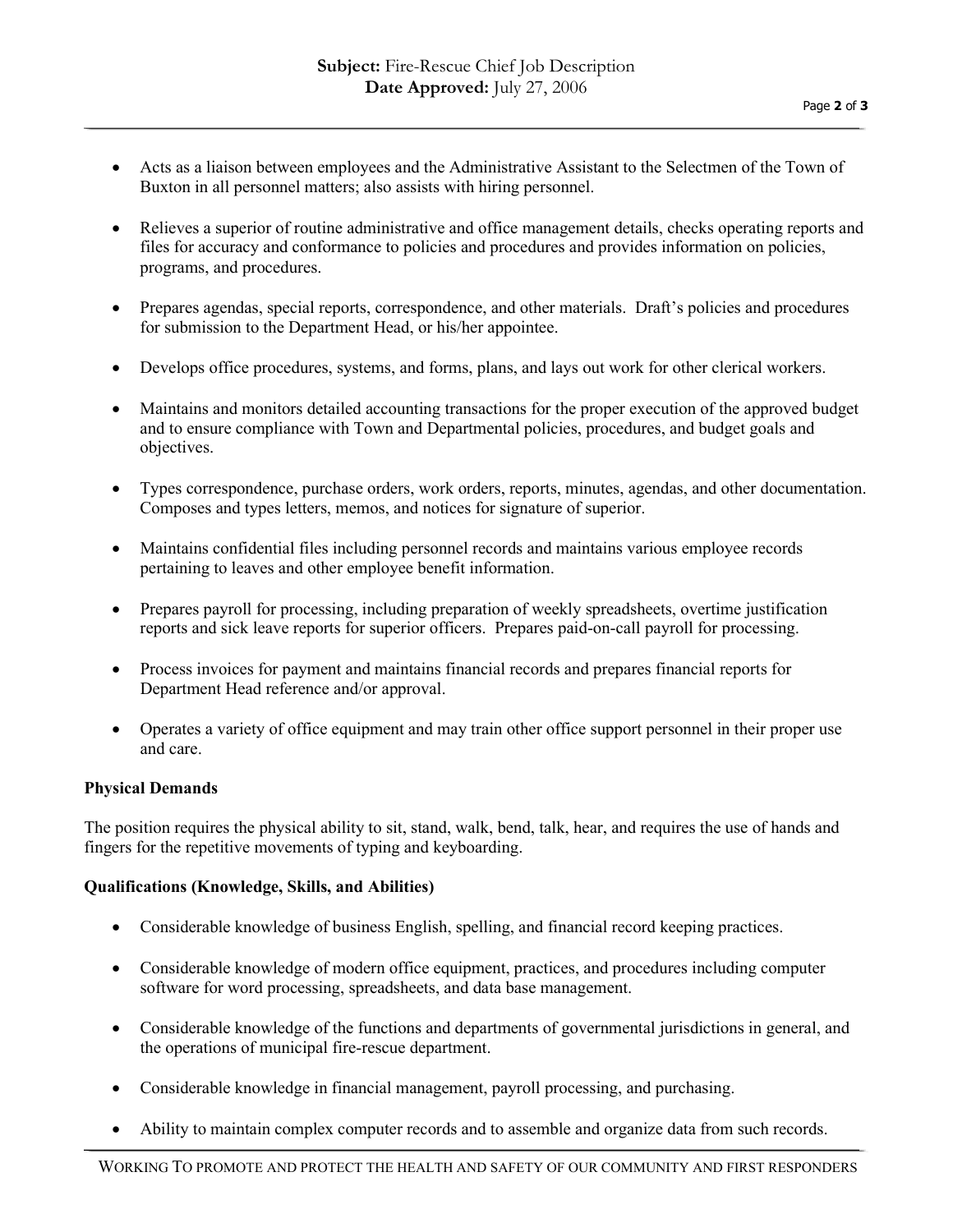- Acts as a liaison between employees and the Administrative Assistant to the Selectmen of the Town of Buxton in all personnel matters; also assists with hiring personnel.

- Relieves a superior of routine administrative and office management details, checks operating reports and files for accuracy and conformance to policies and procedures and provides information on policies, programs, and procedures.

- Prepares agendas, special reports, correspondence, and other materials. Draft's policies and procedures for submission to the Department Head, or his/her appointee.

- Develops office procedures, systems, and forms, plans, and lays out work for other clerical workers.

- Maintains and monitors detailed accounting transactions for the proper execution of the approved budget and to ensure compliance with Town and Departmental policies, procedures, and budget goals and objectives.

- Types correspondence, purchase orders, work orders, reports, minutes, agendas, and other documentation. Composes and types letters, memos, and notices for signature of superior.

- Maintains confidential files including personnel records and maintains various employee records pertaining to leaves and other employee benefit information.

- Prepares payroll for processing, including preparation of weekly spreadsheets, overtime justification reports and sick leave reports for superior officers. Prepares paid-on-call payroll for processing.

- Process invoices for payment and maintains financial records and prepares financial reports for Department Head reference and/or approval.

- Operates a variety of office equipment and may train other office support personnel in their proper use and care.

**Physical Demands**

The position requires the physical ability to sit, stand, walk, bend, talk, hear, and requires the use of hands and fingers for the repetitive movements of typing and keyboarding.

**Qualifications (Knowledge, Skills, and Abilities)**

- Considerable knowledge of business English, spelling, and financial record keeping practices.

- Considerable knowledge of modern office equipment, practices, and procedures including computer software for word processing, spreadsheets, and data base management.

- Considerable knowledge of the functions and departments of governmental jurisdictions in general, and the operations of municipal fire-rescue department.

- Considerable knowledge in financial management, payroll processing, and purchasing.

- Ability to maintain complex computer records and to assemble and organize data from such records.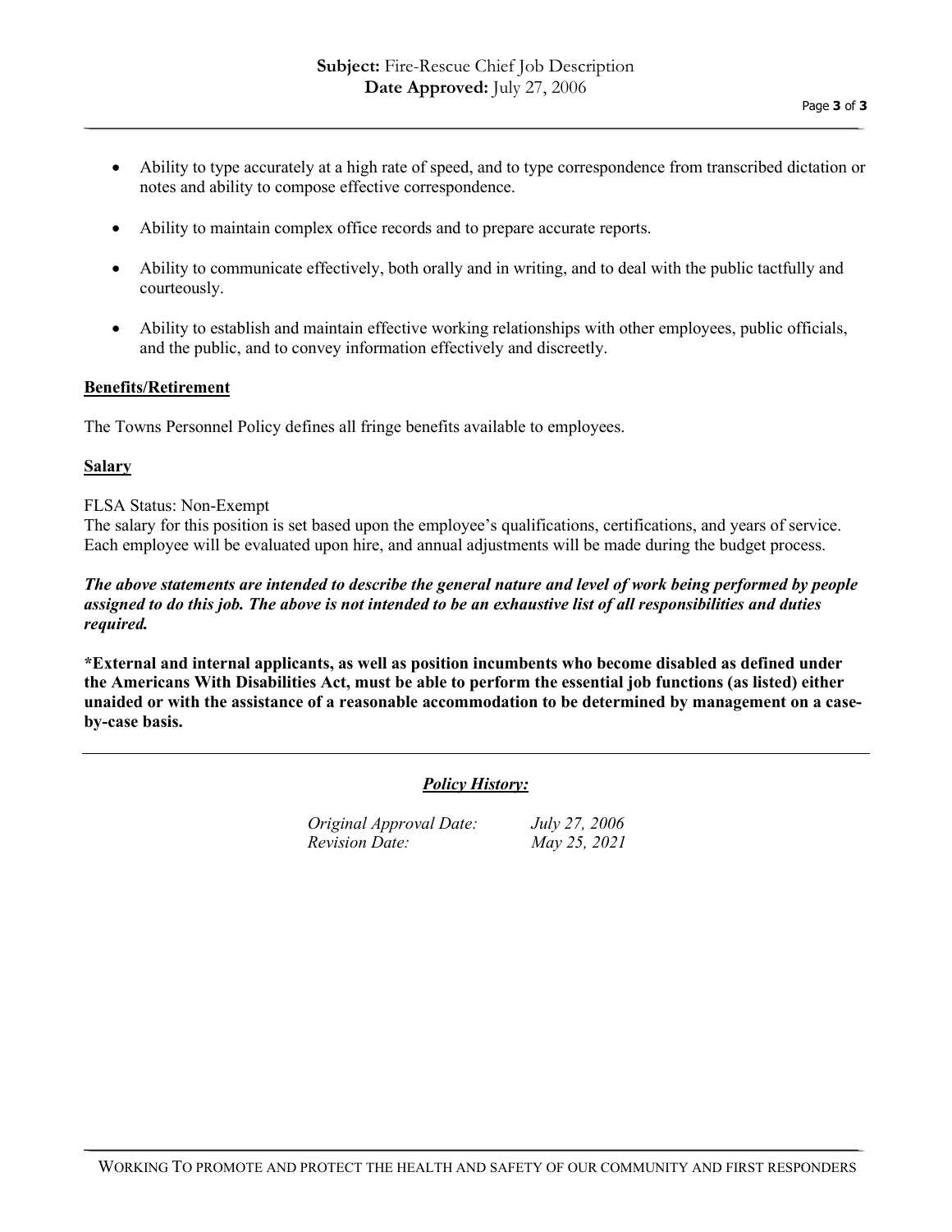- Ability to type accurately at a high rate of speed, and to type correspondence from transcribed dictation or notes and ability to compose effective correspondence.

- Ability to maintain complex office records and to prepare accurate reports.

- Ability to communicate effectively, both orally and in writing, and to deal with the public tactfully and courteously.

- Ability to establish and maintain effective working relationships with other employees, public officials, and the public, and to convey information effectively and discreetly.

**Benefits/Retirement**

The Towns Personnel Policy defines all fringe benefits available to employees.

**Salary**

FLSA Status: Non-Exempt
The salary for this position is set based upon the employee's qualifications, certifications, and years of service. Each employee will be evaluated upon hire, and annual adjustments will be made during the budget process.

***The above statements are intended to describe the general nature and level of work being performed by people assigned to do this job. The above is not intended to be an exhaustive list of all responsibilities and duties required.***

**\*External and internal applicants, as well as position incumbents who become disabled as defined under the Americans With Disabilities Act, must be able to perform the essential job functions (as listed) either unaided or with the assistance of a reasonable accommodation to be determined by management on a case-by-case basis.**

---

***Policy History:***

*Original Approval Date:* *July 27, 2006*
*Revision Date:* *May 25, 2021*